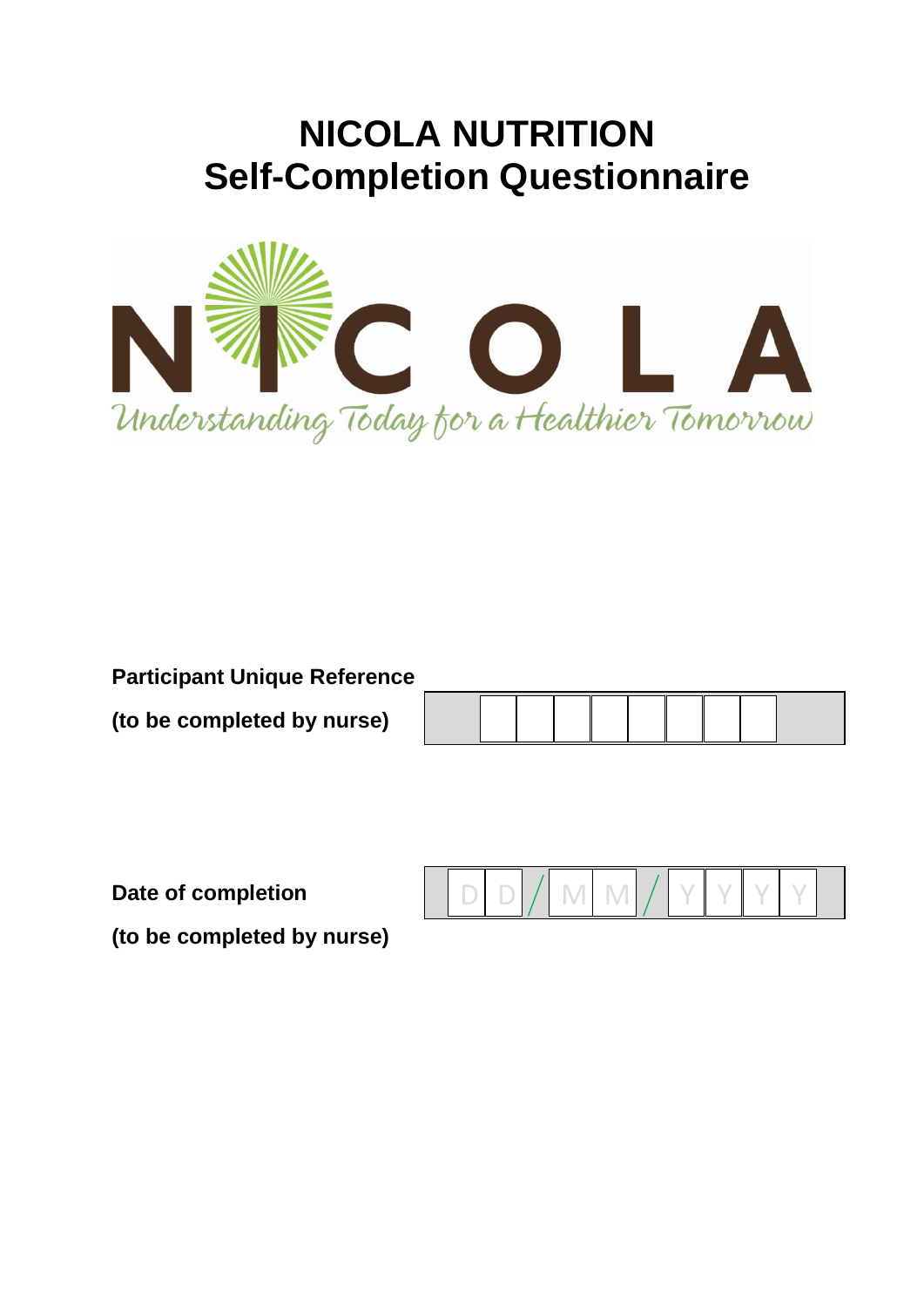# NICOLA NUTRITION
# Self-Completion Questionnaire

NICOLA

*Understanding Today for a Healthier Tomorrow*

**Participant Unique Reference**

**(to be completed by nurse)**

| | | | | | | | |
|---|---|---|---|---|---|---|---|
| | | | | | | | |

**Date of completion**

**(to be completed by nurse)**

| D | D | / | M | M | / | Y | Y | Y | Y |
|---|---|---|---|---|---|---|---|---|---|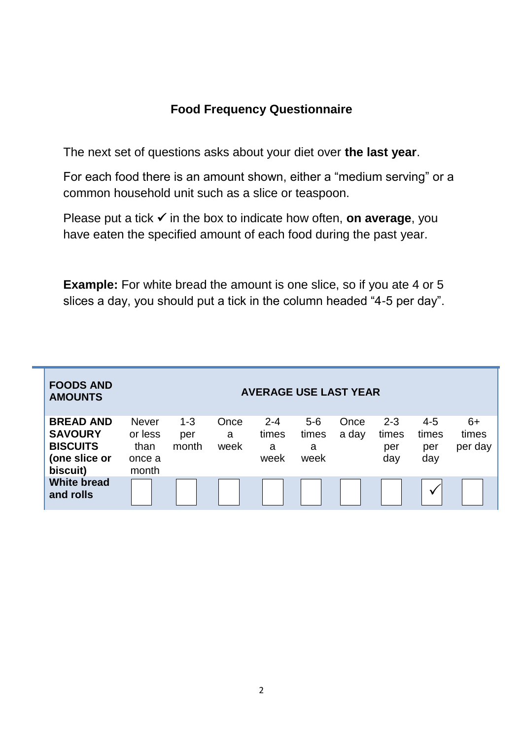## Food Frequency Questionnaire

The next set of questions asks about your diet over **the last year**.

For each food there is an amount shown, either a “medium serving” or a common household unit such as a slice or teaspoon.

Please put a tick ✓ in the box to indicate how often, **on average**, you have eaten the specified amount of each food during the past year.

**Example:** For white bread the amount is one slice, so if you ate 4 or 5 slices a day, you should put a tick in the column headed “4-5 per day”.

| **FOODS AND AMOUNTS** | **AVERAGE USE LAST YEAR** | | | | | | | | |
|---|---|---|---|---|---|---|---|---|---|
| **BREAD AND SAVOURY BISCUITS (one slice or biscuit)** | Never or less than once a month | 1-3 per month | Once a week | 2-4 times a week | 5-6 times a week | Once a day | 2-3 times per day | 4-5 times per day | 6+ times per day |
| **White bread and rolls** | | | | | | | | ✓ | |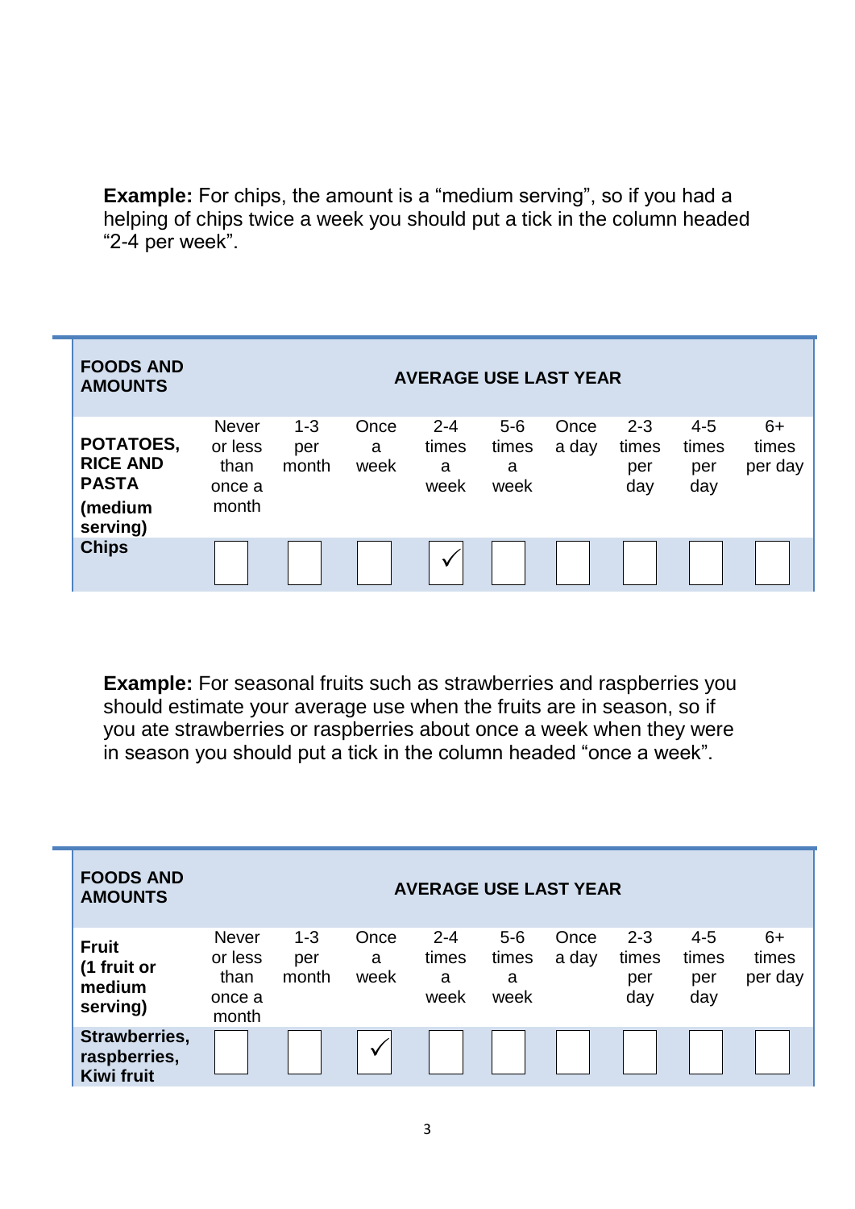**Example:** For chips, the amount is a "medium serving", so if you had a helping of chips twice a week you should put a tick in the column headed "2-4 per week".

| FOODS AND AMOUNTS | AVERAGE USE LAST YEAR | | | | | | | | |
|---|---|---|---|---|---|---|---|---|---|
| **POTATOES, RICE AND PASTA (medium serving)** | Never or less than once a month | 1-3 per month | Once a week | 2-4 times a week | 5-6 times a week | Once a day | 2-3 times per day | 4-5 times per day | 6+ times per day |
| **Chips** | ☐ | ☐ | ☐ | ✓ | ☐ | ☐ | ☐ | ☐ | ☐ |

**Example:** For seasonal fruits such as strawberries and raspberries you should estimate your average use when the fruits are in season, so if you ate strawberries or raspberries about once a week when they were in season you should put a tick in the column headed "once a week".

| FOODS AND AMOUNTS | AVERAGE USE LAST YEAR | | | | | | | | |
|---|---|---|---|---|---|---|---|---|---|
| **Fruit (1 fruit or medium serving)** | Never or less than once a month | 1-3 per month | Once a week | 2-4 times a week | 5-6 times a week | Once a day | 2-3 times per day | 4-5 times per day | 6+ times per day |
| **Strawberries, raspberries, Kiwi fruit** | ☐ | ☐ | ✓ | ☐ | ☐ | ☐ | ☐ | ☐ | ☐ |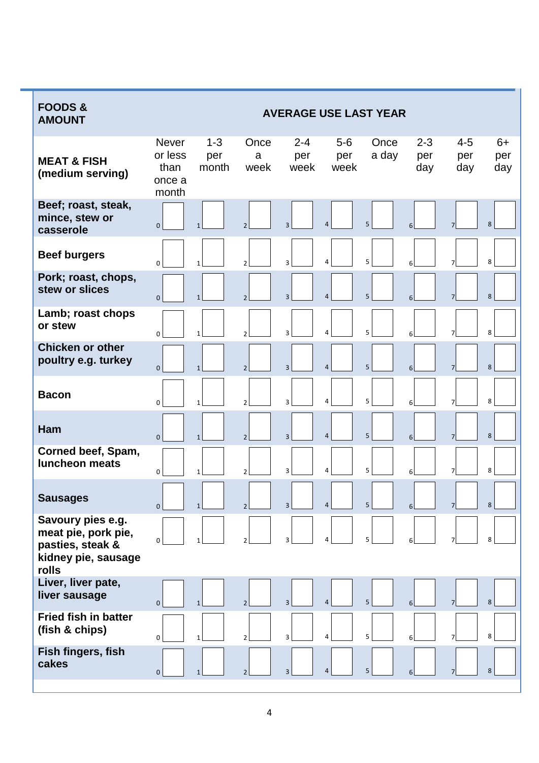| **FOODS & AMOUNT** | **AVERAGE USE LAST YEAR** | | | | | | | | |
|---|---|---|---|---|---|---|---|---|---|
| **MEAT & FISH (medium serving)** | Never or less than once a month | 1-3 per month | Once a week | 2-4 per week | 5-6 per week | Once a day | 2-3 per day | 4-5 per day | 6+ per day |
| **Beef; roast, steak, mince, stew or casserole** | 0 | 1 | 2 | 3 | 4 | 5 | 6 | 7 | 8 |
| **Beef burgers** | 0 | 1 | 2 | 3 | 4 | 5 | 6 | 7 | 8 |
| **Pork; roast, chops, stew or slices** | 0 | 1 | 2 | 3 | 4 | 5 | 6 | 7 | 8 |
| **Lamb; roast chops or stew** | 0 | 1 | 2 | 3 | 4 | 5 | 6 | 7 | 8 |
| **Chicken or other poultry e.g. turkey** | 0 | 1 | 2 | 3 | 4 | 5 | 6 | 7 | 8 |
| **Bacon** | 0 | 1 | 2 | 3 | 4 | 5 | 6 | 7 | 8 |
| **Ham** | 0 | 1 | 2 | 3 | 4 | 5 | 6 | 7 | 8 |
| **Corned beef, Spam, luncheon meats** | 0 | 1 | 2 | 3 | 4 | 5 | 6 | 7 | 8 |
| **Sausages** | 0 | 1 | 2 | 3 | 4 | 5 | 6 | 7 | 8 |
| **Savoury pies e.g. meat pie, pork pie, pasties, steak & kidney pie, sausage rolls** | 0 | 1 | 2 | 3 | 4 | 5 | 6 | 7 | 8 |
| **Liver, liver pate, liver sausage** | 0 | 1 | 2 | 3 | 4 | 5 | 6 | 7 | 8 |
| **Fried fish in batter (fish & chips)** | 0 | 1 | 2 | 3 | 4 | 5 | 6 | 7 | 8 |
| **Fish fingers, fish cakes** | 0 | 1 | 2 | 3 | 4 | 5 | 6 | 7 | 8 |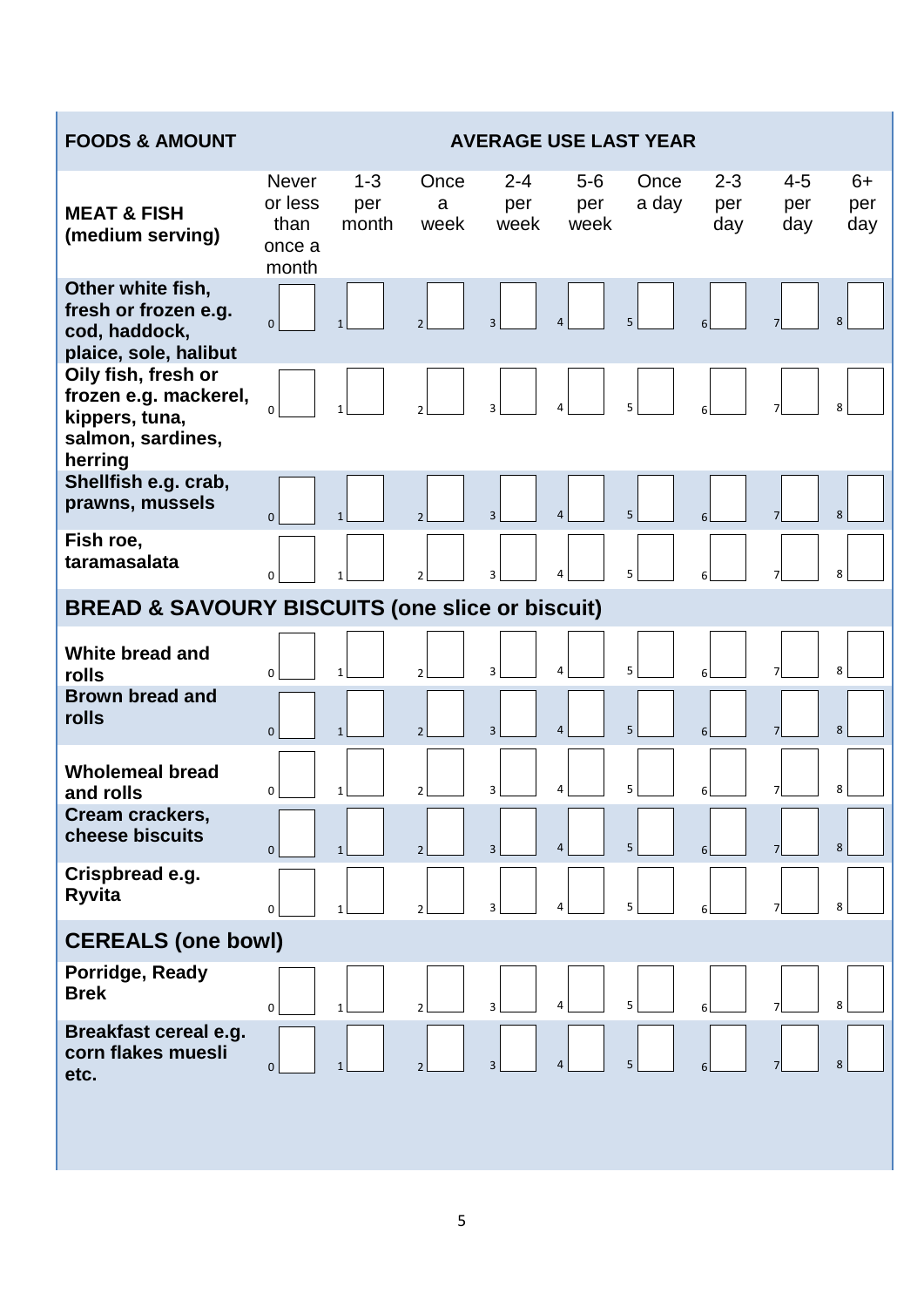| FOODS & AMOUNT | AVERAGE USE LAST YEAR | | | | | | | | |
|---|---|---|---|---|---|---|---|---|---|
| **MEAT & FISH (medium serving)** | Never or less than once a month | 1-3 per month | Once a week | 2-4 per week | 5-6 per week | Once a day | 2-3 per day | 4-5 per day | 6+ per day |
| **Other white fish, fresh or frozen e.g. cod, haddock, plaice, sole, halibut** | 0 | 1 | 2 | 3 | 4 | 5 | 6 | 7 | 8 |
| **Oily fish, fresh or frozen e.g. mackerel, kippers, tuna, salmon, sardines, herring** | 0 | 1 | 2 | 3 | 4 | 5 | 6 | 7 | 8 |
| **Shellfish e.g. crab, prawns, mussels** | 0 | 1 | 2 | 3 | 4 | 5 | 6 | 7 | 8 |
| **Fish roe, taramasalata** | 0 | 1 | 2 | 3 | 4 | 5 | 6 | 7 | 8 |
| **BREAD & SAVOURY BISCUITS (one slice or biscuit)** | | | | | | | | | |
| **White bread and rolls** | 0 | 1 | 2 | 3 | 4 | 5 | 6 | 7 | 8 |
| **Brown bread and rolls** | 0 | 1 | 2 | 3 | 4 | 5 | 6 | 7 | 8 |
| **Wholemeal bread and rolls** | 0 | 1 | 2 | 3 | 4 | 5 | 6 | 7 | 8 |
| **Cream crackers, cheese biscuits** | 0 | 1 | 2 | 3 | 4 | 5 | 6 | 7 | 8 |
| **Crispbread e.g. Ryvita** | 0 | 1 | 2 | 3 | 4 | 5 | 6 | 7 | 8 |
| **CEREALS (one bowl)** | | | | | | | | | |
| **Porridge, Ready Brek** | 0 | 1 | 2 | 3 | 4 | 5 | 6 | 7 | 8 |
| **Breakfast cereal e.g. corn flakes muesli etc.** | 0 | 1 | 2 | 3 | 4 | 5 | 6 | 7 | 8 |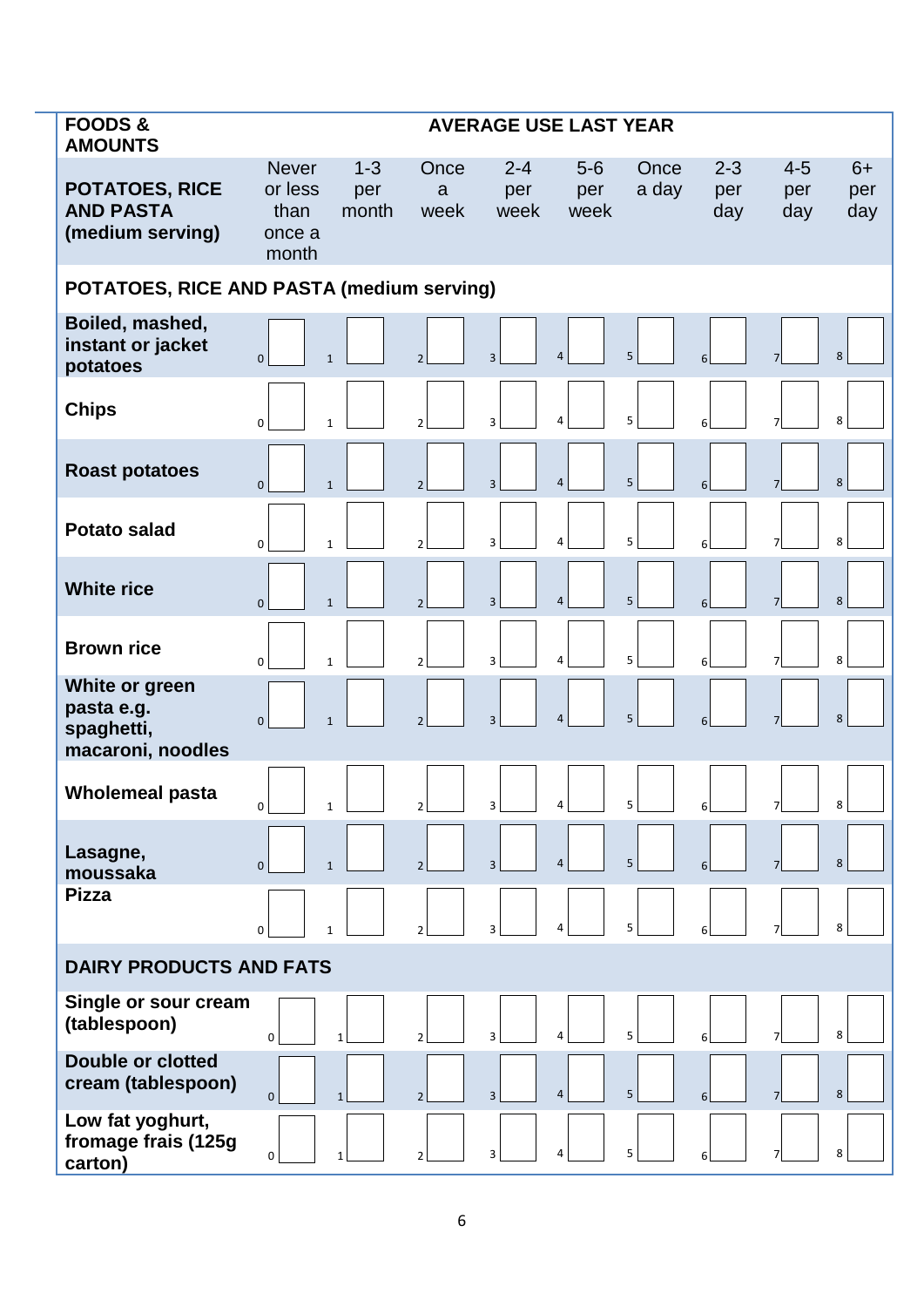| FOODS & AMOUNTS | AVERAGE USE LAST YEAR | | | | | | | | |
|---|---|---|---|---|---|---|---|---|---|
| **POTATOES, RICE AND PASTA (medium serving)** | Never or less than once a month | 1-3 per month | Once a week | 2-4 per week | 5-6 per week | Once a day | 2-3 per day | 4-5 per day | 6+ per day |
| **POTATOES, RICE AND PASTA (medium serving)** | | | | | | | | | |
| **Boiled, mashed, instant or jacket potatoes** | 0 | 1 | 2 | 3 | 4 | 5 | 6 | 7 | 8 |
| **Chips** | 0 | 1 | 2 | 3 | 4 | 5 | 6 | 7 | 8 |
| **Roast potatoes** | 0 | 1 | 2 | 3 | 4 | 5 | 6 | 7 | 8 |
| **Potato salad** | 0 | 1 | 2 | 3 | 4 | 5 | 6 | 7 | 8 |
| **White rice** | 0 | 1 | 2 | 3 | 4 | 5 | 6 | 7 | 8 |
| **Brown rice** | 0 | 1 | 2 | 3 | 4 | 5 | 6 | 7 | 8 |
| **White or green pasta e.g. spaghetti, macaroni, noodles** | 0 | 1 | 2 | 3 | 4 | 5 | 6 | 7 | 8 |
| **Wholemeal pasta** | 0 | 1 | 2 | 3 | 4 | 5 | 6 | 7 | 8 |
| **Lasagne, moussaka** | 0 | 1 | 2 | 3 | 4 | 5 | 6 | 7 | 8 |
| **Pizza** | 0 | 1 | 2 | 3 | 4 | 5 | 6 | 7 | 8 |
| **DAIRY PRODUCTS AND FATS** | | | | | | | | | |
| **Single or sour cream (tablespoon)** | 0 | 1 | 2 | 3 | 4 | 5 | 6 | 7 | 8 |
| **Double or clotted cream (tablespoon)** | 0 | 1 | 2 | 3 | 4 | 5 | 6 | 7 | 8 |
| **Low fat yoghurt, fromage frais (125g carton)** | 0 | 1 | 2 | 3 | 4 | 5 | 6 | 7 | 8 |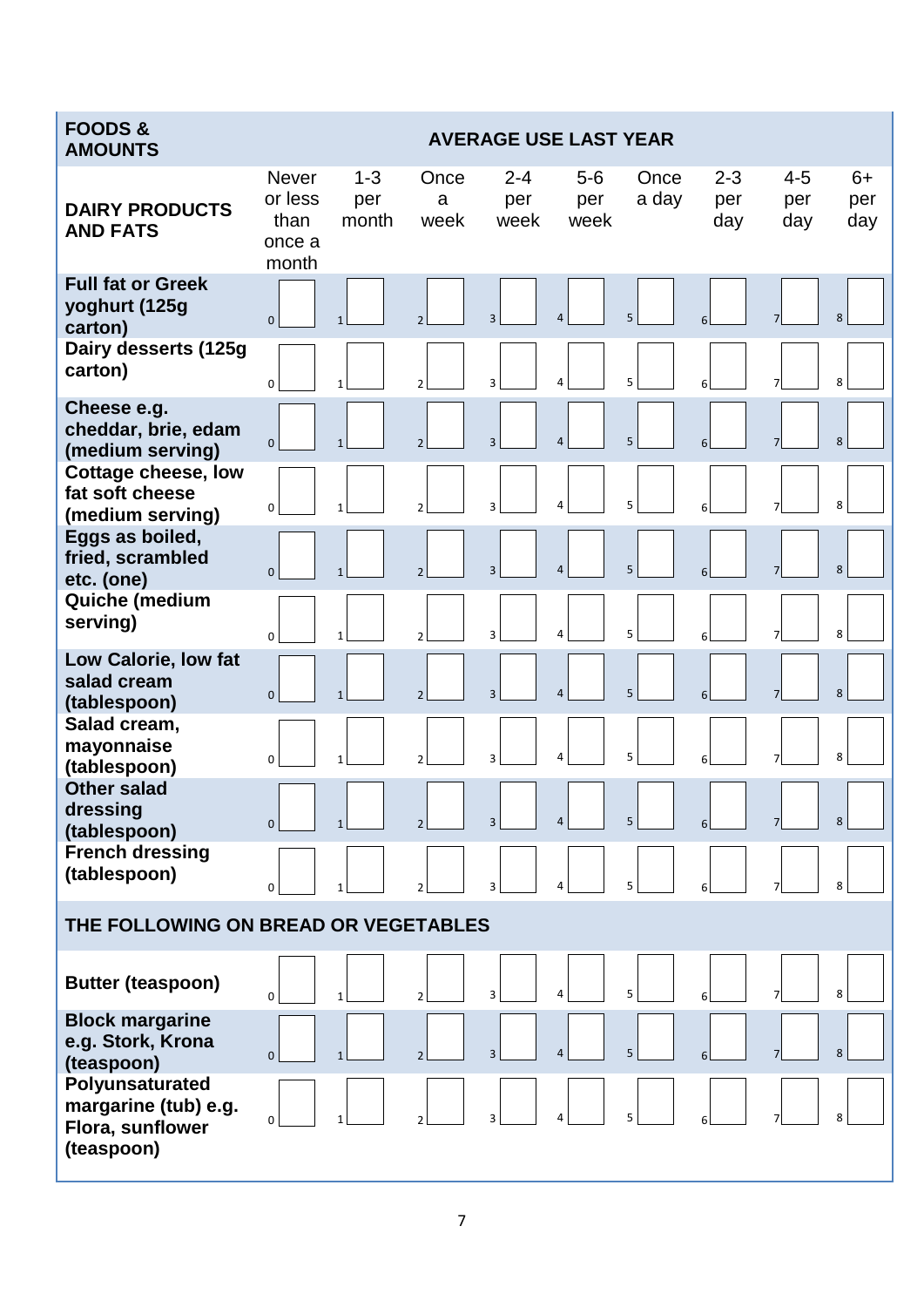| FOODS & AMOUNTS | AVERAGE USE LAST YEAR | | | | | | | | |
|---|---|---|---|---|---|---|---|---|---|
| **DAIRY PRODUCTS AND FATS** | Never or less than once a month | 1-3 per month | Once a week | 2-4 per week | 5-6 per week | Once a day | 2-3 per day | 4-5 per day | 6+ per day |
| **Full fat or Greek yoghurt (125g carton)** | 0 | 1 | 2 | 3 | 4 | 5 | 6 | 7 | 8 |
| **Dairy desserts (125g carton)** | 0 | 1 | 2 | 3 | 4 | 5 | 6 | 7 | 8 |
| **Cheese e.g. cheddar, brie, edam (medium serving)** | 0 | 1 | 2 | 3 | 4 | 5 | 6 | 7 | 8 |
| **Cottage cheese, low fat soft cheese (medium serving)** | 0 | 1 | 2 | 3 | 4 | 5 | 6 | 7 | 8 |
| **Eggs as boiled, fried, scrambled etc. (one)** | 0 | 1 | 2 | 3 | 4 | 5 | 6 | 7 | 8 |
| **Quiche (medium serving)** | 0 | 1 | 2 | 3 | 4 | 5 | 6 | 7 | 8 |
| **Low Calorie, low fat salad cream (tablespoon)** | 0 | 1 | 2 | 3 | 4 | 5 | 6 | 7 | 8 |
| **Salad cream, mayonnaise (tablespoon)** | 0 | 1 | 2 | 3 | 4 | 5 | 6 | 7 | 8 |
| **Other salad dressing (tablespoon)** | 0 | 1 | 2 | 3 | 4 | 5 | 6 | 7 | 8 |
| **French dressing (tablespoon)** | 0 | 1 | 2 | 3 | 4 | 5 | 6 | 7 | 8 |
| **THE FOLLOWING ON BREAD OR VEGETABLES** | | | | | | | | | |
| **Butter (teaspoon)** | 0 | 1 | 2 | 3 | 4 | 5 | 6 | 7 | 8 |
| **Block margarine e.g. Stork, Krona (teaspoon)** | 0 | 1 | 2 | 3 | 4 | 5 | 6 | 7 | 8 |
| **Polyunsaturated margarine (tub) e.g. Flora, sunflower (teaspoon)** | 0 | 1 | 2 | 3 | 4 | 5 | 6 | 7 | 8 |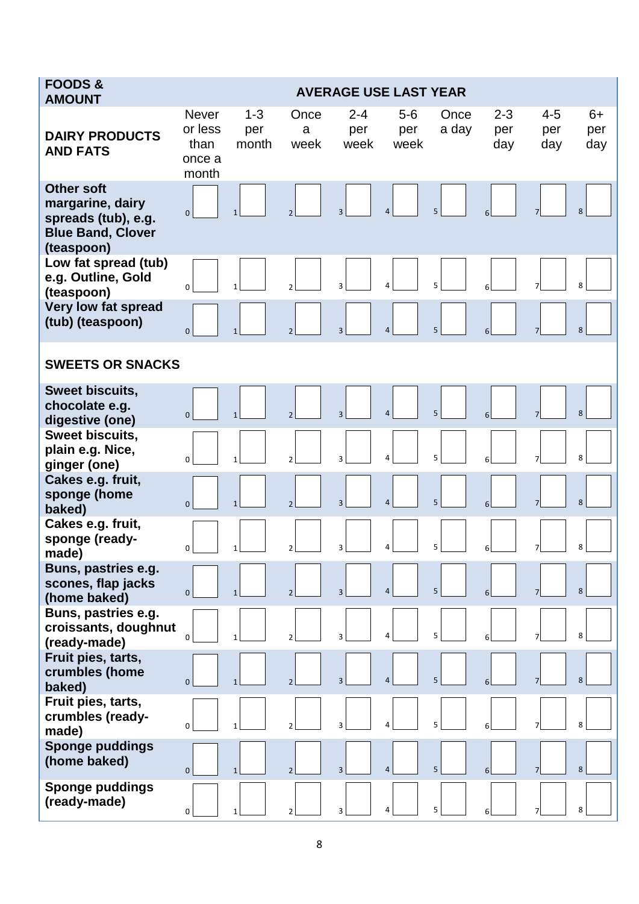| FOODS & AMOUNT | AVERAGE USE LAST YEAR | | | | | | | | |
|---|---|---|---|---|---|---|---|---|---|
| **DAIRY PRODUCTS AND FATS** | Never or less than once a month | 1-3 per month | Once a week | 2-4 per week | 5-6 per week | Once a day | 2-3 per day | 4-5 per day | 6+ per day |
| **Other soft margarine, dairy spreads (tub), e.g. Blue Band, Clover (teaspoon)** | 0 | 1 | 2 | 3 | 4 | 5 | 6 | 7 | 8 |
| **Low fat spread (tub) e.g. Outline, Gold (teaspoon)** | 0 | 1 | 2 | 3 | 4 | 5 | 6 | 7 | 8 |
| **Very low fat spread (tub) (teaspoon)** | 0 | 1 | 2 | 3 | 4 | 5 | 6 | 7 | 8 |
| **SWEETS OR SNACKS** | | | | | | | | | |
| **Sweet biscuits, chocolate e.g. digestive (one)** | 0 | 1 | 2 | 3 | 4 | 5 | 6 | 7 | 8 |
| **Sweet biscuits, plain e.g. Nice, ginger (one)** | 0 | 1 | 2 | 3 | 4 | 5 | 6 | 7 | 8 |
| **Cakes e.g. fruit, sponge (home baked)** | 0 | 1 | 2 | 3 | 4 | 5 | 6 | 7 | 8 |
| **Cakes e.g. fruit, sponge (ready-made)** | 0 | 1 | 2 | 3 | 4 | 5 | 6 | 7 | 8 |
| **Buns, pastries e.g. scones, flap jacks (home baked)** | 0 | 1 | 2 | 3 | 4 | 5 | 6 | 7 | 8 |
| **Buns, pastries e.g. croissants, doughnut (ready-made)** | 0 | 1 | 2 | 3 | 4 | 5 | 6 | 7 | 8 |
| **Fruit pies, tarts, crumbles (home baked)** | 0 | 1 | 2 | 3 | 4 | 5 | 6 | 7 | 8 |
| **Fruit pies, tarts, crumbles (ready-made)** | 0 | 1 | 2 | 3 | 4 | 5 | 6 | 7 | 8 |
| **Sponge puddings (home baked)** | 0 | 1 | 2 | 3 | 4 | 5 | 6 | 7 | 8 |
| **Sponge puddings (ready-made)** | 0 | 1 | 2 | 3 | 4 | 5 | 6 | 7 | 8 |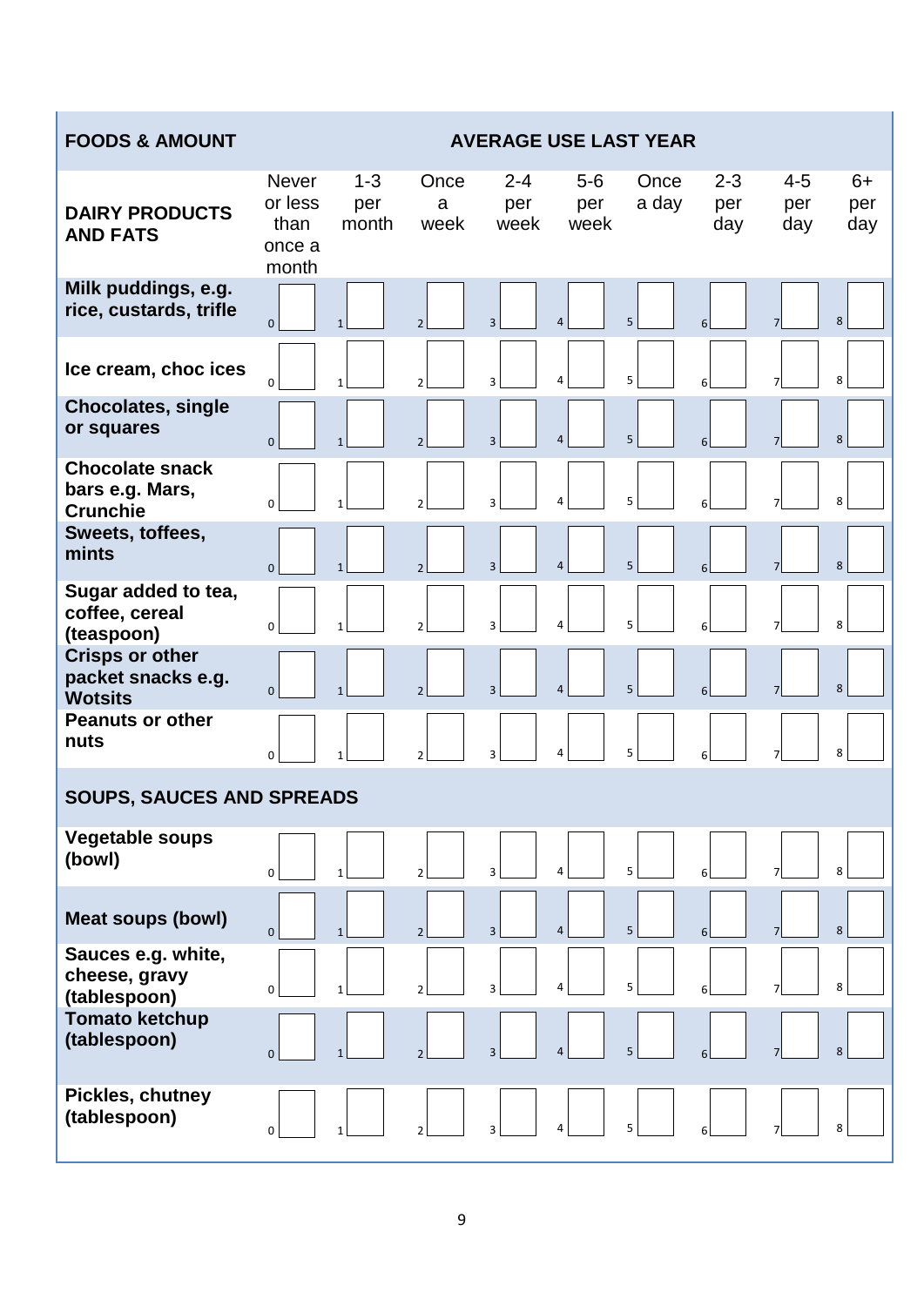| FOODS & AMOUNT | AVERAGE USE LAST YEAR | | | | | | | | |
|---|---|---|---|---|---|---|---|---|---|
| **DAIRY PRODUCTS AND FATS** | Never or less than once a month | 1-3 per month | Once a week | 2-4 per week | 5-6 per week | Once a day | 2-3 per day | 4-5 per day | 6+ per day |
| **Milk puddings, e.g. rice, custards, trifle** | 0 | 1 | 2 | 3 | 4 | 5 | 6 | 7 | 8 |
| **Ice cream, choc ices** | 0 | 1 | 2 | 3 | 4 | 5 | 6 | 7 | 8 |
| **Chocolates, single or squares** | 0 | 1 | 2 | 3 | 4 | 5 | 6 | 7 | 8 |
| **Chocolate snack bars e.g. Mars, Crunchie** | 0 | 1 | 2 | 3 | 4 | 5 | 6 | 7 | 8 |
| **Sweets, toffees, mints** | 0 | 1 | 2 | 3 | 4 | 5 | 6 | 7 | 8 |
| **Sugar added to tea, coffee, cereal (teaspoon)** | 0 | 1 | 2 | 3 | 4 | 5 | 6 | 7 | 8 |
| **Crisps or other packet snacks e.g. Wotsits** | 0 | 1 | 2 | 3 | 4 | 5 | 6 | 7 | 8 |
| **Peanuts or other nuts** | 0 | 1 | 2 | 3 | 4 | 5 | 6 | 7 | 8 |
| **SOUPS, SAUCES AND SPREADS** | | | | | | | | | |
| **Vegetable soups (bowl)** | 0 | 1 | 2 | 3 | 4 | 5 | 6 | 7 | 8 |
| **Meat soups (bowl)** | 0 | 1 | 2 | 3 | 4 | 5 | 6 | 7 | 8 |
| **Sauces e.g. white, cheese, gravy (tablespoon)** | 0 | 1 | 2 | 3 | 4 | 5 | 6 | 7 | 8 |
| **Tomato ketchup (tablespoon)** | 0 | 1 | 2 | 3 | 4 | 5 | 6 | 7 | 8 |
| **Pickles, chutney (tablespoon)** | 0 | 1 | 2 | 3 | 4 | 5 | 6 | 7 | 8 |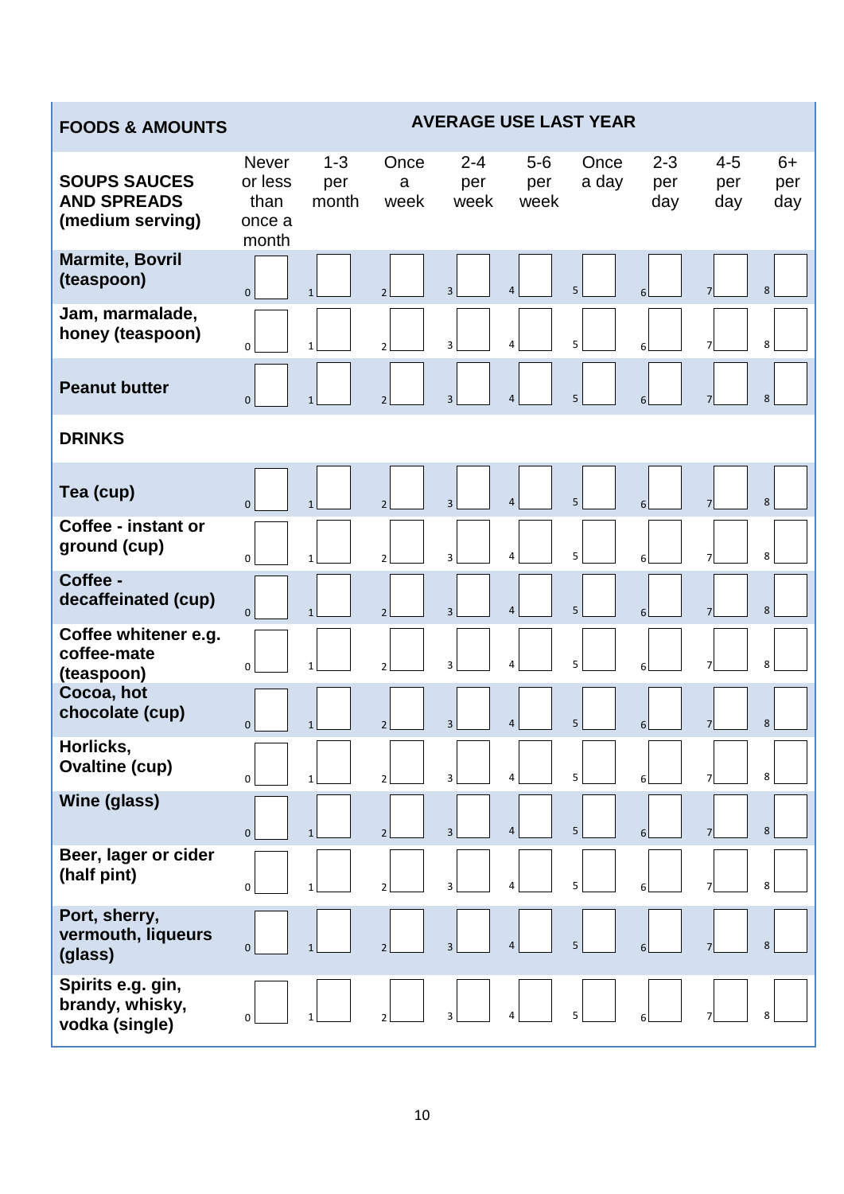| FOODS & AMOUNTS | AVERAGE USE LAST YEAR | | | | | | | | |
|---|---|---|---|---|---|---|---|---|---|
| **SOUPS SAUCES AND SPREADS (medium serving)** | Never or less than once a month | 1-3 per month | Once a week | 2-4 per week | 5-6 per week | Once a day | 2-3 per day | 4-5 per day | 6+ per day |
| **Marmite, Bovril (teaspoon)** | 0 | 1 | 2 | 3 | 4 | 5 | 6 | 7 | 8 |
| **Jam, marmalade, honey (teaspoon)** | 0 | 1 | 2 | 3 | 4 | 5 | 6 | 7 | 8 |
| **Peanut butter** | 0 | 1 | 2 | 3 | 4 | 5 | 6 | 7 | 8 |
| **DRINKS** | | | | | | | | | |
| **Tea (cup)** | 0 | 1 | 2 | 3 | 4 | 5 | 6 | 7 | 8 |
| **Coffee - instant or ground (cup)** | 0 | 1 | 2 | 3 | 4 | 5 | 6 | 7 | 8 |
| **Coffee - decaffeinated (cup)** | 0 | 1 | 2 | 3 | 4 | 5 | 6 | 7 | 8 |
| **Coffee whitener e.g. coffee-mate (teaspoon)** | 0 | 1 | 2 | 3 | 4 | 5 | 6 | 7 | 8 |
| **Cocoa, hot chocolate (cup)** | 0 | 1 | 2 | 3 | 4 | 5 | 6 | 7 | 8 |
| **Horlicks, Ovaltine (cup)** | 0 | 1 | 2 | 3 | 4 | 5 | 6 | 7 | 8 |
| **Wine (glass)** | 0 | 1 | 2 | 3 | 4 | 5 | 6 | 7 | 8 |
| **Beer, lager or cider (half pint)** | 0 | 1 | 2 | 3 | 4 | 5 | 6 | 7 | 8 |
| **Port, sherry, vermouth, liqueurs (glass)** | 0 | 1 | 2 | 3 | 4 | 5 | 6 | 7 | 8 |
| **Spirits e.g. gin, brandy, whisky, vodka (single)** | 0 | 1 | 2 | 3 | 4 | 5 | 6 | 7 | 8 |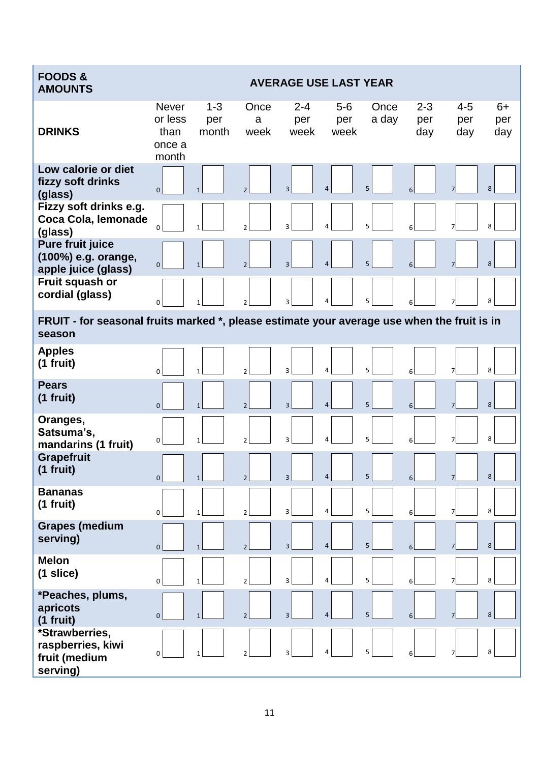| FOODS & AMOUNTS | AVERAGE USE LAST YEAR | | | | | | | | |
|---|---|---|---|---|---|---|---|---|---|
| **DRINKS** | Never or less than once a month | 1-3 per month | Once a week | 2-4 per week | 5-6 per week | Once a day | 2-3 per day | 4-5 per day | 6+ per day |
| **Low calorie or diet fizzy soft drinks (glass)** | 0 | 1 | 2 | 3 | 4 | 5 | 6 | 7 | 8 |
| **Fizzy soft drinks e.g. Coca Cola, lemonade (glass)** | 0 | 1 | 2 | 3 | 4 | 5 | 6 | 7 | 8 |
| **Pure fruit juice (100%) e.g. orange, apple juice (glass)** | 0 | 1 | 2 | 3 | 4 | 5 | 6 | 7 | 8 |
| **Fruit squash or cordial (glass)** | 0 | 1 | 2 | 3 | 4 | 5 | 6 | 7 | 8 |
| **FRUIT - for seasonal fruits marked *, please estimate your average use when the fruit is in season** | | | | | | | | | |
| **Apples (1 fruit)** | 0 | 1 | 2 | 3 | 4 | 5 | 6 | 7 | 8 |
| **Pears (1 fruit)** | 0 | 1 | 2 | 3 | 4 | 5 | 6 | 7 | 8 |
| **Oranges, Satsuma's, mandarins (1 fruit)** | 0 | 1 | 2 | 3 | 4 | 5 | 6 | 7 | 8 |
| **Grapefruit (1 fruit)** | 0 | 1 | 2 | 3 | 4 | 5 | 6 | 7 | 8 |
| **Bananas (1 fruit)** | 0 | 1 | 2 | 3 | 4 | 5 | 6 | 7 | 8 |
| **Grapes (medium serving)** | 0 | 1 | 2 | 3 | 4 | 5 | 6 | 7 | 8 |
| **Melon (1 slice)** | 0 | 1 | 2 | 3 | 4 | 5 | 6 | 7 | 8 |
| **\*Peaches, plums, apricots (1 fruit)** | 0 | 1 | 2 | 3 | 4 | 5 | 6 | 7 | 8 |
| **\*Strawberries, raspberries, kiwi fruit (medium serving)** | 0 | 1 | 2 | 3 | 4 | 5 | 6 | 7 | 8 |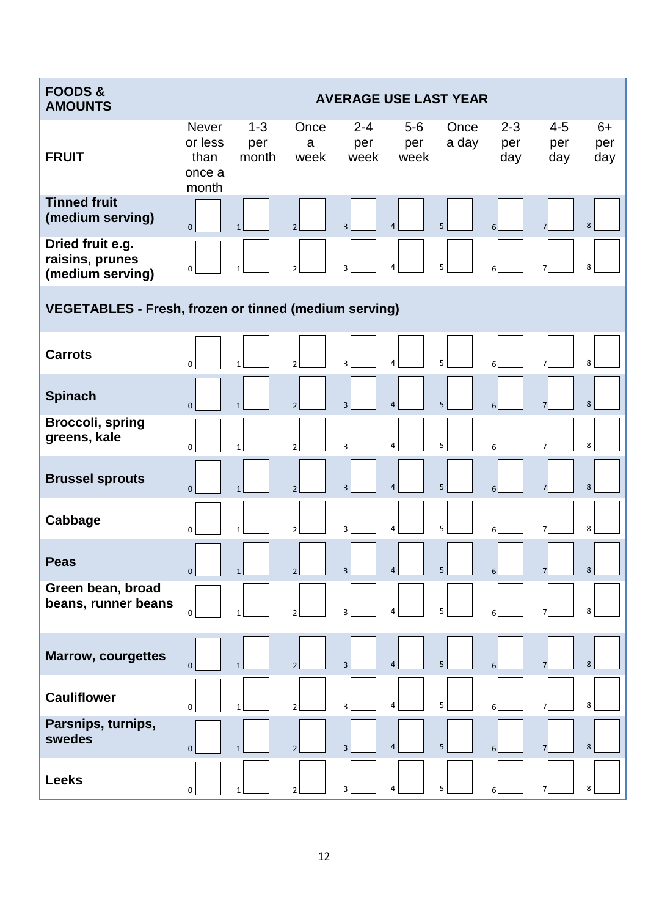| FOODS & AMOUNTS | AVERAGE USE LAST YEAR | | | | | | | | |
|---|---|---|---|---|---|---|---|---|---|
| **FRUIT** | Never or less than once a month | 1-3 per month | Once a week | 2-4 per week | 5-6 per week | Once a day | 2-3 per day | 4-5 per day | 6+ per day |
| **Tinned fruit (medium serving)** | 0 | 1 | 2 | 3 | 4 | 5 | 6 | 7 | 8 |
| **Dried fruit e.g. raisins, prunes (medium serving)** | 0 | 1 | 2 | 3 | 4 | 5 | 6 | 7 | 8 |
| **VEGETABLES - Fresh, frozen or tinned (medium serving)** | | | | | | | | | |
| **Carrots** | 0 | 1 | 2 | 3 | 4 | 5 | 6 | 7 | 8 |
| **Spinach** | 0 | 1 | 2 | 3 | 4 | 5 | 6 | 7 | 8 |
| **Broccoli, spring greens, kale** | 0 | 1 | 2 | 3 | 4 | 5 | 6 | 7 | 8 |
| **Brussel sprouts** | 0 | 1 | 2 | 3 | 4 | 5 | 6 | 7 | 8 |
| **Cabbage** | 0 | 1 | 2 | 3 | 4 | 5 | 6 | 7 | 8 |
| **Peas** | 0 | 1 | 2 | 3 | 4 | 5 | 6 | 7 | 8 |
| **Green bean, broad beans, runner beans** | 0 | 1 | 2 | 3 | 4 | 5 | 6 | 7 | 8 |
| **Marrow, courgettes** | 0 | 1 | 2 | 3 | 4 | 5 | 6 | 7 | 8 |
| **Cauliflower** | 0 | 1 | 2 | 3 | 4 | 5 | 6 | 7 | 8 |
| **Parsnips, turnips, swedes** | 0 | 1 | 2 | 3 | 4 | 5 | 6 | 7 | 8 |
| **Leeks** | 0 | 1 | 2 | 3 | 4 | 5 | 6 | 7 | 8 |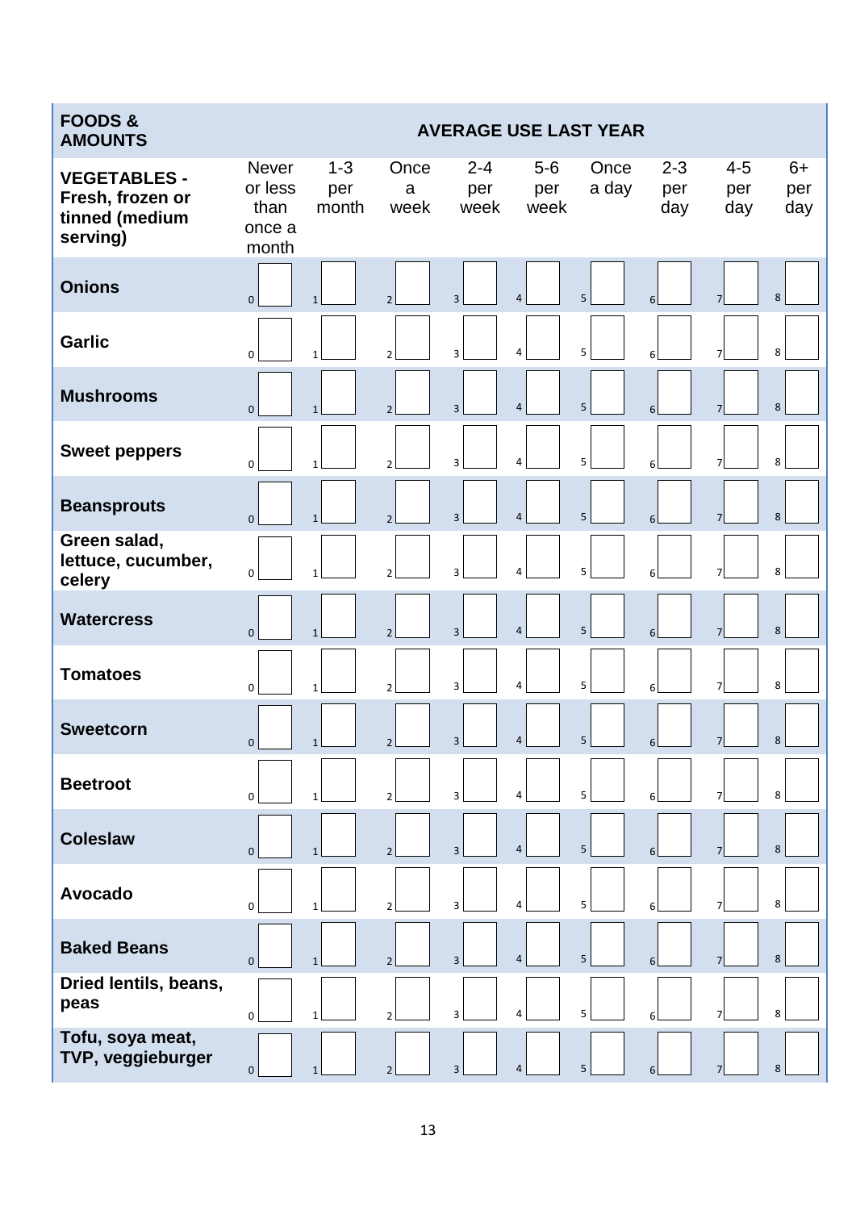| **FOODS & AMOUNTS** | **AVERAGE USE LAST YEAR** | | | | | | | | |
|---|---|---|---|---|---|---|---|---|---|
| **VEGETABLES - Fresh, frozen or tinned (medium serving)** | Never or less than once a month | 1-3 per month | Once a week | 2-4 per week | 5-6 per week | Once a day | 2-3 per day | 4-5 per day | 6+ per day |
| **Onions** | 0 | 1 | 2 | 3 | 4 | 5 | 6 | 7 | 8 |
| **Garlic** | 0 | 1 | 2 | 3 | 4 | 5 | 6 | 7 | 8 |
| **Mushrooms** | 0 | 1 | 2 | 3 | 4 | 5 | 6 | 7 | 8 |
| **Sweet peppers** | 0 | 1 | 2 | 3 | 4 | 5 | 6 | 7 | 8 |
| **Beansprouts** | 0 | 1 | 2 | 3 | 4 | 5 | 6 | 7 | 8 |
| **Green salad, lettuce, cucumber, celery** | 0 | 1 | 2 | 3 | 4 | 5 | 6 | 7 | 8 |
| **Watercress** | 0 | 1 | 2 | 3 | 4 | 5 | 6 | 7 | 8 |
| **Tomatoes** | 0 | 1 | 2 | 3 | 4 | 5 | 6 | 7 | 8 |
| **Sweetcorn** | 0 | 1 | 2 | 3 | 4 | 5 | 6 | 7 | 8 |
| **Beetroot** | 0 | 1 | 2 | 3 | 4 | 5 | 6 | 7 | 8 |
| **Coleslaw** | 0 | 1 | 2 | 3 | 4 | 5 | 6 | 7 | 8 |
| **Avocado** | 0 | 1 | 2 | 3 | 4 | 5 | 6 | 7 | 8 |
| **Baked Beans** | 0 | 1 | 2 | 3 | 4 | 5 | 6 | 7 | 8 |
| **Dried lentils, beans, peas** | 0 | 1 | 2 | 3 | 4 | 5 | 6 | 7 | 8 |
| **Tofu, soya meat, TVP, veggieburger** | 0 | 1 | 2 | 3 | 4 | 5 | 6 | 7 | 8 |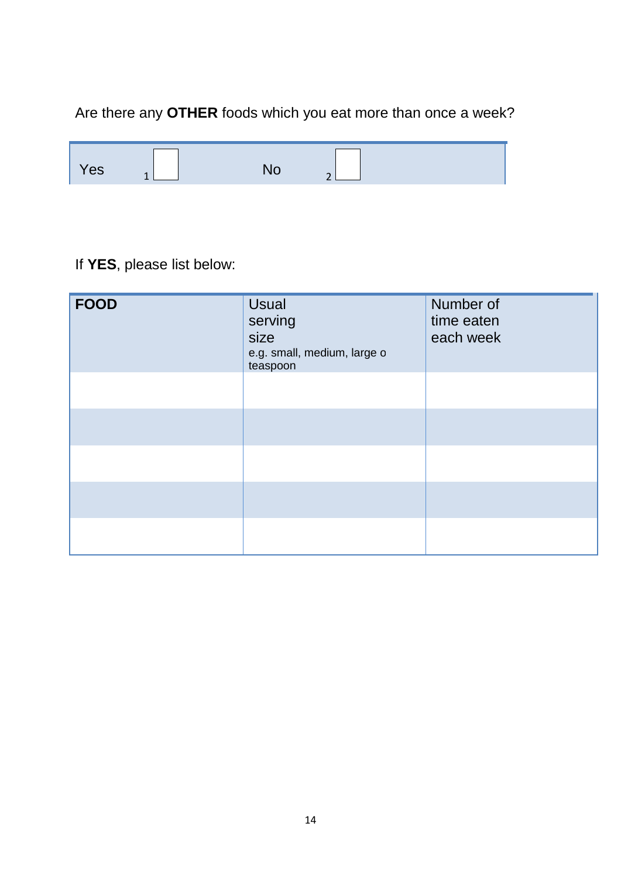Are there any **OTHER** foods which you eat more than once a week?

| Yes | 1 ☐ | No | 2 ☐ |
|---|---|---|---|

If **YES**, please list below:

| **FOOD** | Usual serving size e.g. small, medium, large o teaspoon | Number of time eaten each week |
|---|---|---|
| | | |
| | | |
| | | |
| | | |
| | | |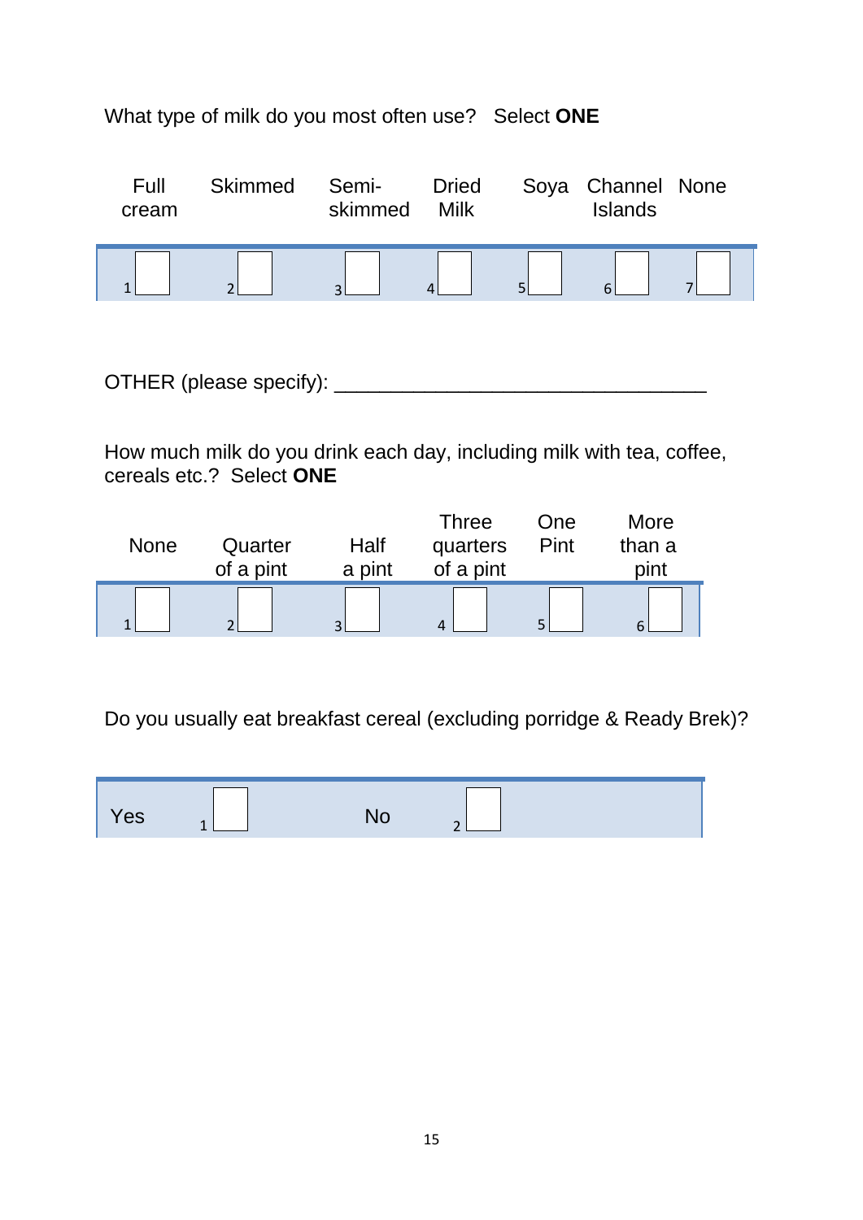What type of milk do you most often use? Select **ONE**

| Full cream | Skimmed | Semi-skimmed | Dried Milk | Soya | Channel Islands | None |
|---|---|---|---|---|---|---|
| 1 ☐ | 2 ☐ | 3 ☐ | 4 ☐ | 5 ☐ | 6 ☐ | 7 ☐ |

OTHER (please specify): _________________________________

How much milk do you drink each day, including milk with tea, coffee, cereals etc.? Select **ONE**

| None | Quarter of a pint | Half a pint | Three quarters of a pint | One Pint | More than a pint |
|---|---|---|---|---|---|
| 1 ☐ | 2 ☐ | 3 ☐ | 4 ☐ | 5 ☐ | 6 ☐ |

Do you usually eat breakfast cereal (excluding porridge & Ready Brek)?

| Yes | | No | |
|---|---|---|---|
| | 1 ☐ | | 2 ☐ |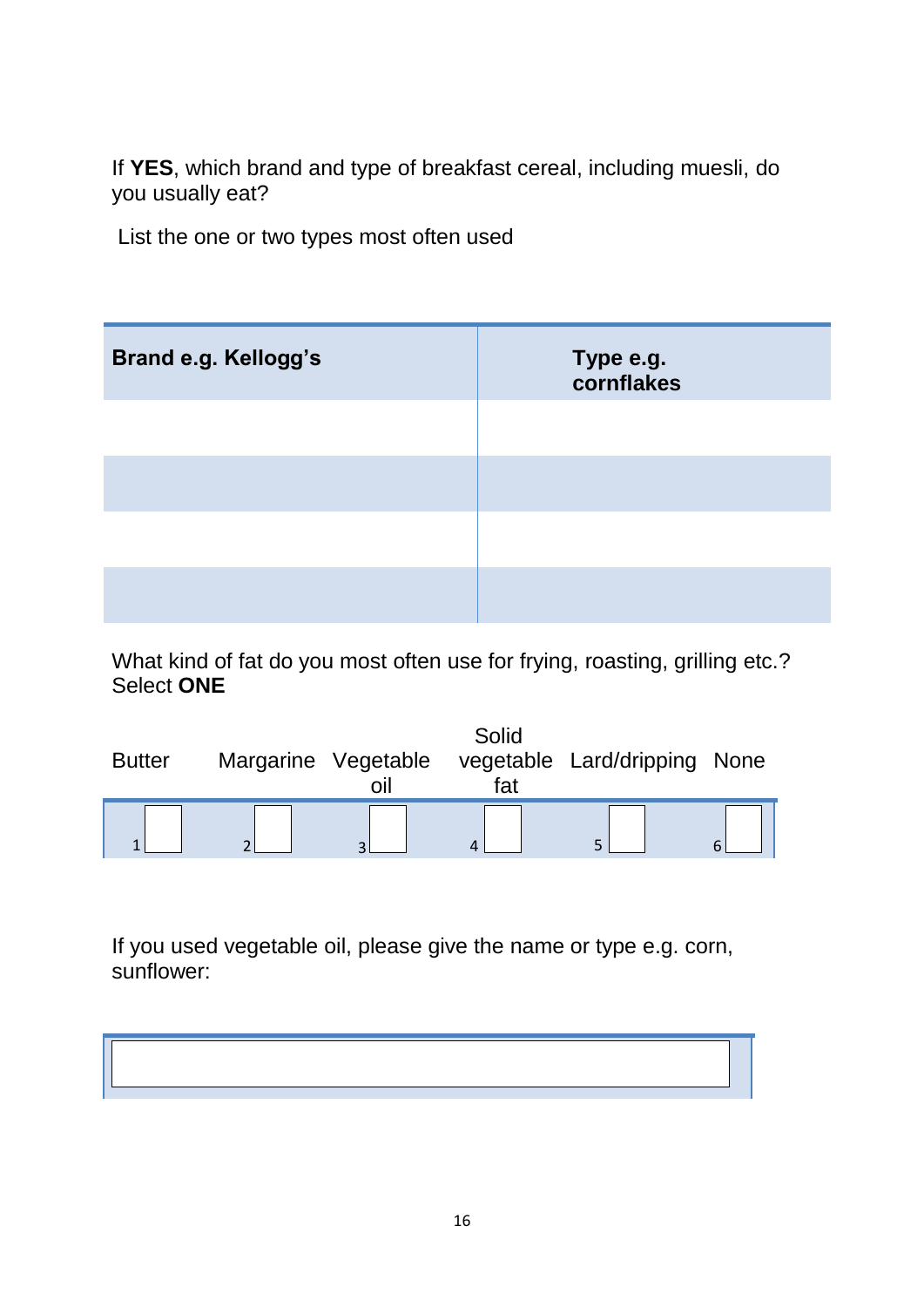If **YES**, which brand and type of breakfast cereal, including muesli, do you usually eat?

List the one or two types most often used

| Brand e.g. Kellogg's | Type e.g. cornflakes |
|---|---|
| | |
| | |
| | |
| | |

What kind of fat do you most often use for frying, roasting, grilling etc.? Select **ONE**

| Butter | Margarine | Vegetable oil | Solid vegetable fat | Lard/dripping | None |
|---|---|---|---|---|---|
| 1 ☐ | 2 ☐ | 3 ☐ | 4 ☐ | 5 ☐ | 6 ☐ |

If you used vegetable oil, please give the name or type e.g. corn, sunflower:

| |
|---|
| |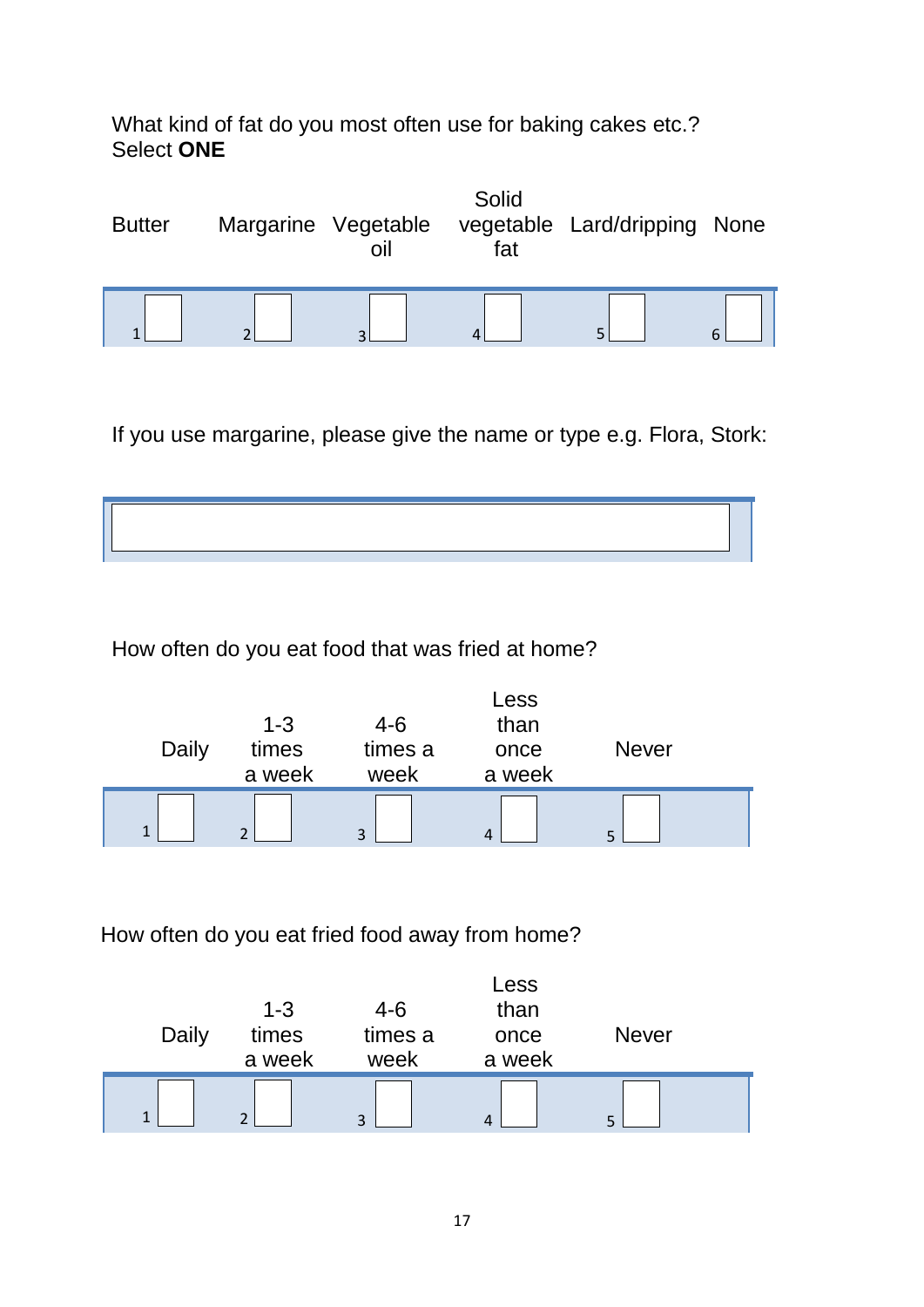What kind of fat do you most often use for baking cakes etc.?
Select **ONE**

| Butter | Margarine | Vegetable oil | Solid vegetable fat | Lard/dripping | None |
|---|---|---|---|---|---|
| 1 ☐ | 2 ☐ | 3 ☐ | 4 ☐ | 5 ☐ | 6 ☐ |

If you use margarine, please give the name or type e.g. Flora, Stork:

| |
|---|
| |

How often do you eat food that was fried at home?

| Daily | 1-3 times a week | 4-6 times a week | Less than once a week | Never |
|---|---|---|---|---|
| 1 ☐ | 2 ☐ | 3 ☐ | 4 ☐ | 5 ☐ |

How often do you eat fried food away from home?

| Daily | 1-3 times a week | 4-6 times a week | Less than once a week | Never |
|---|---|---|---|---|
| 1 ☐ | 2 ☐ | 3 ☐ | 4 ☐ | 5 ☐ |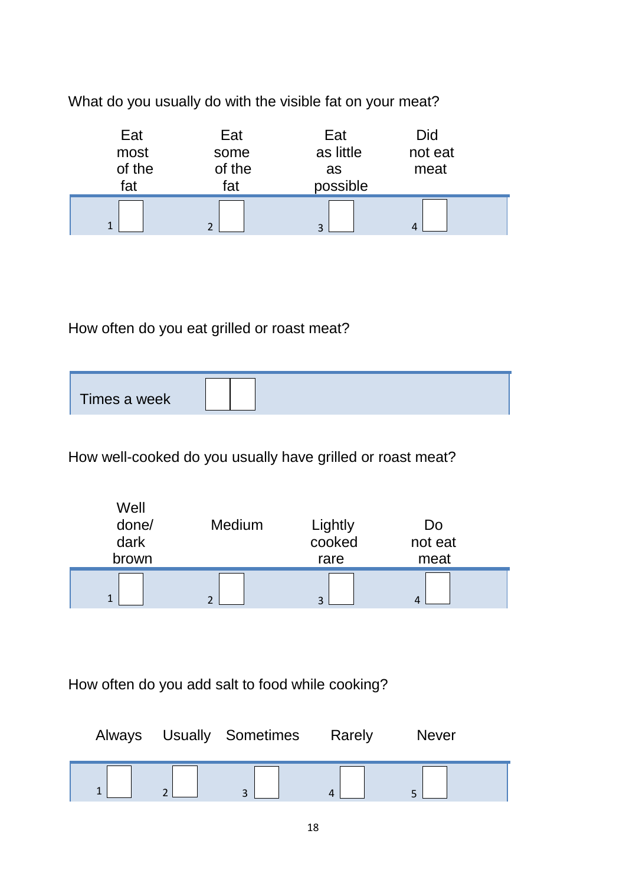What do you usually do with the visible fat on your meat?

| Eat most of the fat | Eat some of the fat | Eat as little as possible | Did not eat meat |
|---|---|---|---|
| 1 ☐ | 2 ☐ | 3 ☐ | 4 ☐ |

How often do you eat grilled or roast meat?

| Times a week | ☐☐ |
|---|---|

How well-cooked do you usually have grilled or roast meat?

| Well done/ dark brown | Medium | Lightly cooked rare | Do not eat meat |
|---|---|---|---|
| 1 ☐ | 2 ☐ | 3 ☐ | 4 ☐ |

How often do you add salt to food while cooking?

| Always | Usually | Sometimes | Rarely | Never |
|---|---|---|---|---|
| 1 ☐ | 2 ☐ | 3 ☐ | 4 ☐ | 5 ☐ |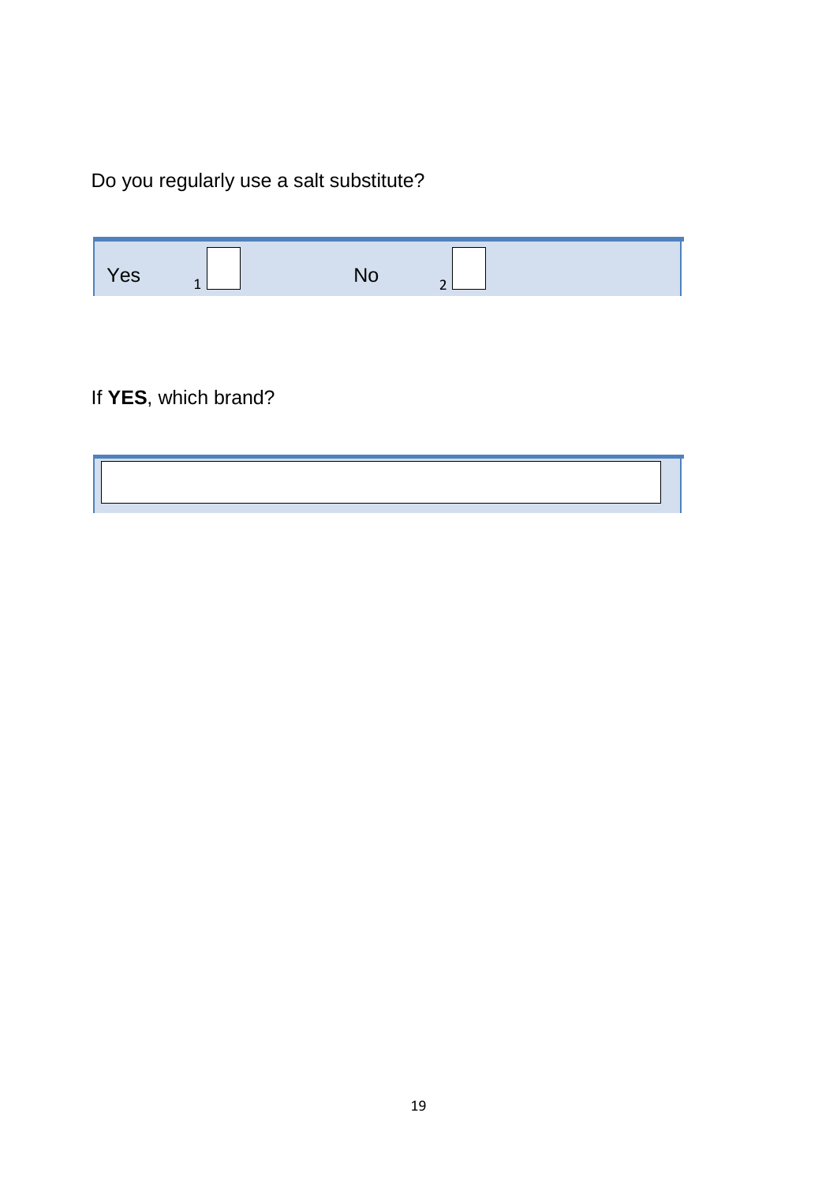Do you regularly use a salt substitute?

| Yes | 1 ☐ | No | 2 ☐ |
|---|---|---|---|

If **YES**, which brand?

| |
|---|
| |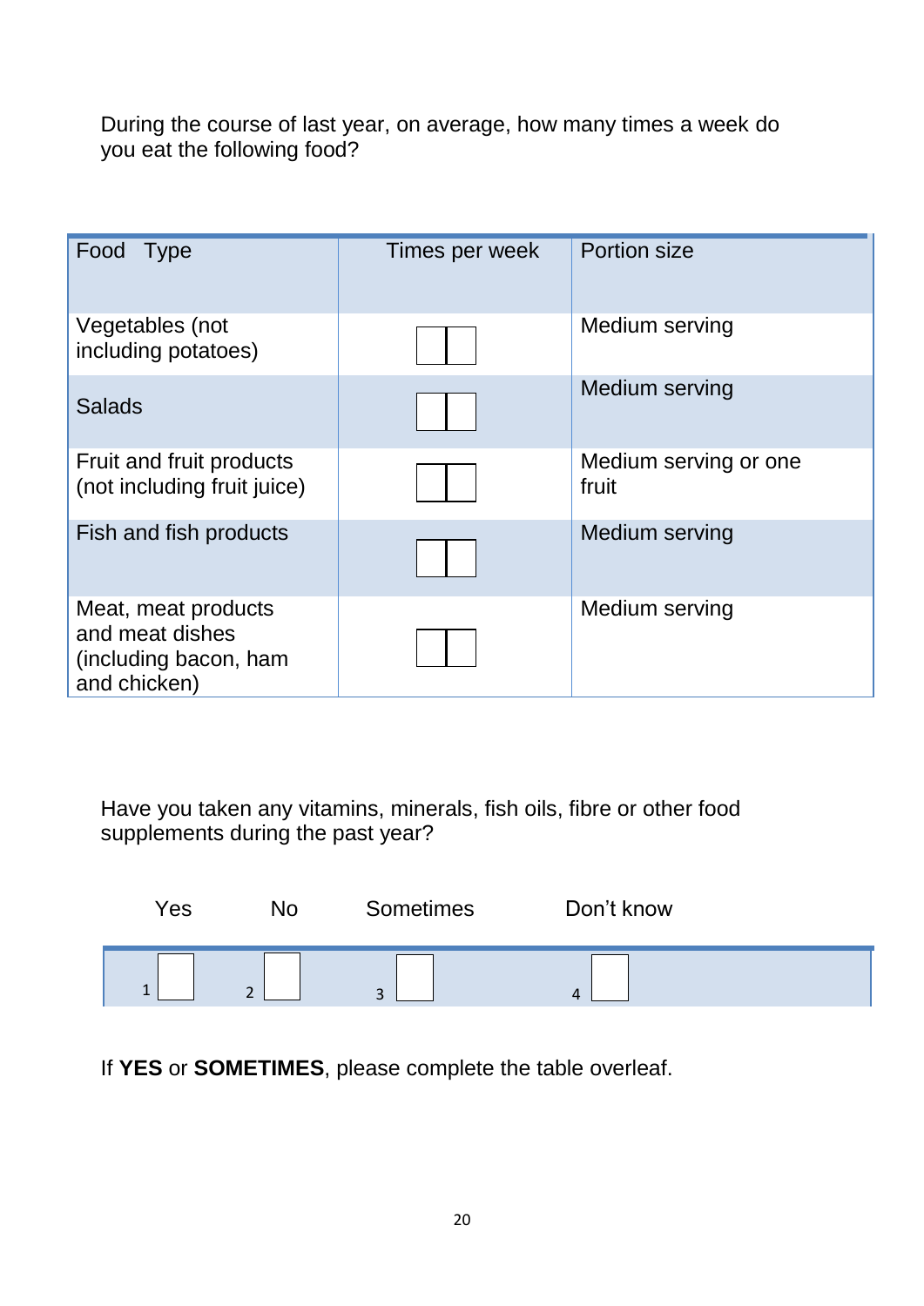During the course of last year, on average, how many times a week do you eat the following food?

| Food Type | Times per week | Portion size |
|---|---|---|
| Vegetables (not including potatoes) | ☐☐ | Medium serving |
| Salads | ☐☐ | Medium serving |
| Fruit and fruit products (not including fruit juice) | ☐☐ | Medium serving or one fruit |
| Fish and fish products | ☐☐ | Medium serving |
| Meat, meat products and meat dishes (including bacon, ham and chicken) | ☐☐ | Medium serving |

Have you taken any vitamins, minerals, fish oils, fibre or other food supplements during the past year?

| Yes | No | Sometimes | Don't know |
|---|---|---|---|
| 1 ☐ | 2 ☐ | 3 ☐ | 4 ☐ |

If **YES** or **SOMETIMES**, please complete the table overleaf.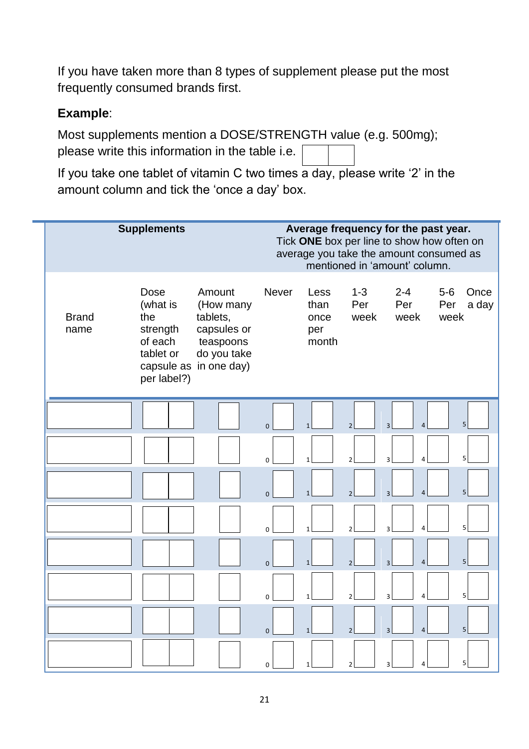If you have taken more than 8 types of supplement please put the most frequently consumed brands first.

**Example**:

Most supplements mention a DOSE/STRENGTH value (e.g. 500mg); please write this information in the table i.e. [ | ]

If you take one tablet of vitamin C two times a day, please write '2' in the amount column and tick the 'once a day' box.

| **Supplements** | | | **Average frequency for the past year.** Tick **ONE** box per line to show how often on average you take the amount consumed as mentioned in 'amount' column. | | | | | |
|---|---|---|---|---|---|---|---|---|
| Brand name | Dose (what is the strength of each tablet or capsule as per label?) | Amount (How many tablets, capsules or teaspoons do you take in one day) | Never | Less than once per month | 1-3 Per week | 2-4 Per week | 5-6 Per week | Once a day |
| | | | 0 ☐ | 1 ☐ | 2 ☐ | 3 ☐ | 4 ☐ | 5 ☐ |
| | | | 0 ☐ | 1 ☐ | 2 ☐ | 3 ☐ | 4 ☐ | 5 ☐ |
| | | | 0 ☐ | 1 ☐ | 2 ☐ | 3 ☐ | 4 ☐ | 5 ☐ |
| | | | 0 ☐ | 1 ☐ | 2 ☐ | 3 ☐ | 4 ☐ | 5 ☐ |
| | | | 0 ☐ | 1 ☐ | 2 ☐ | 3 ☐ | 4 ☐ | 5 ☐ |
| | | | 0 ☐ | 1 ☐ | 2 ☐ | 3 ☐ | 4 ☐ | 5 ☐ |
| | | | 0 ☐ | 1 ☐ | 2 ☐ | 3 ☐ | 4 ☐ | 5 ☐ |
| | | | 0 ☐ | 1 ☐ | 2 ☐ | 3 ☐ | 4 ☐ | 5 ☐ |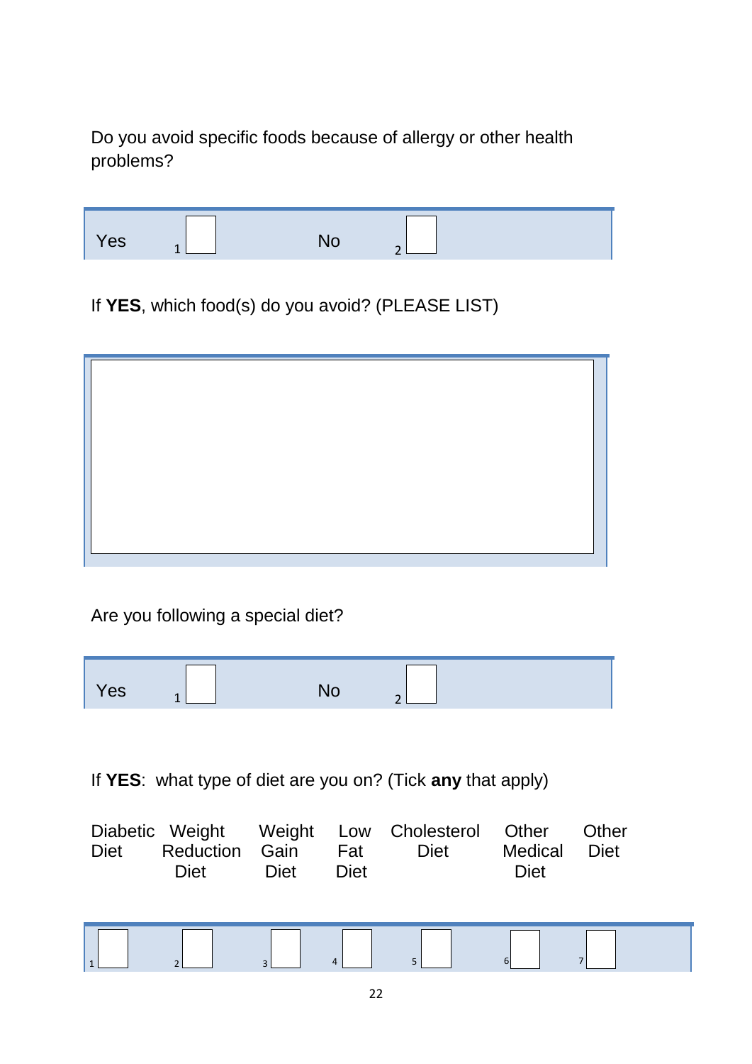Do you avoid specific foods because of allergy or other health problems?

| Yes | 1 ☐ | No | 2 ☐ |
|---|---|---|---|

If **YES**, which food(s) do you avoid? (PLEASE LIST)

|   |
|---|
|   |

Are you following a special diet?

| Yes | 1 ☐ | No | 2 ☐ |
|---|---|---|---|

If **YES**: what type of diet are you on? (Tick **any** that apply)

| Diabetic Diet | Weight Reduction Diet | Weight Gain Diet | Low Fat Diet | Cholesterol Diet | Other Medical Diet | Other Diet |
|---|---|---|---|---|---|---|
| 1 ☐ | 2 ☐ | 3 ☐ | 4 ☐ | 5 ☐ | 6 ☐ | 7 ☐ |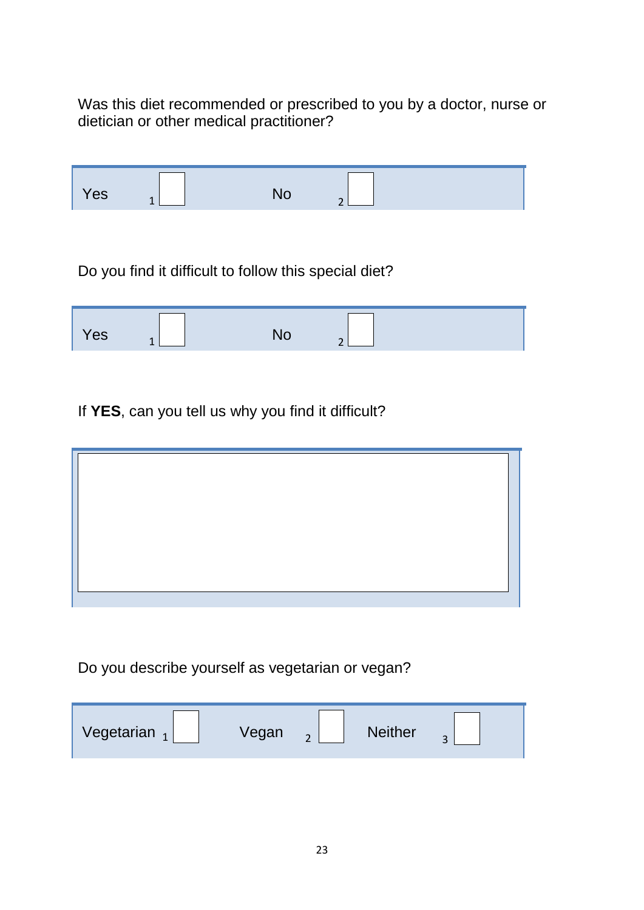Was this diet recommended or prescribed to you by a doctor, nurse or dietician or other medical practitioner?

| Yes | 1 ☐ | No | 2 ☐ |
|---|---|---|---|

Do you find it difficult to follow this special diet?

| Yes | 1 ☐ | No | 2 ☐ |
|---|---|---|---|

If **YES**, can you tell us why you find it difficult?

| |
|---|
| |

Do you describe yourself as vegetarian or vegan?

| Vegetarian | 1 ☐ | Vegan | 2 ☐ | Neither | 3 ☐ |
|---|---|---|---|---|---|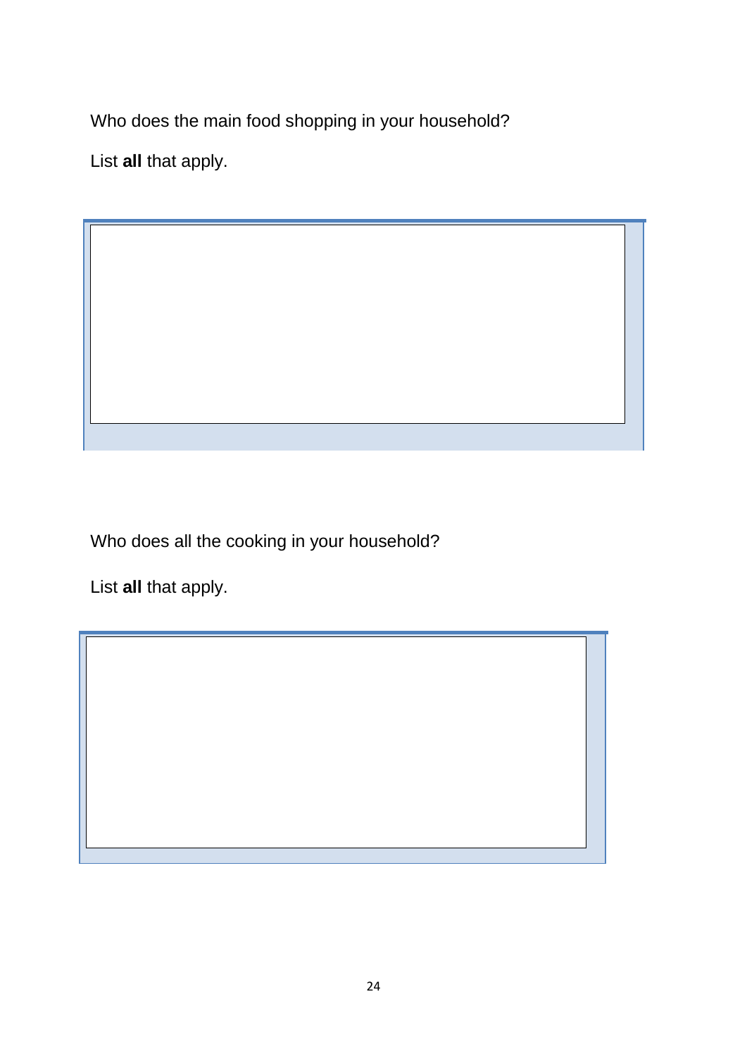Who does the main food shopping in your household?

List **all** that apply.

Who does all the cooking in your household?

List **all** that apply.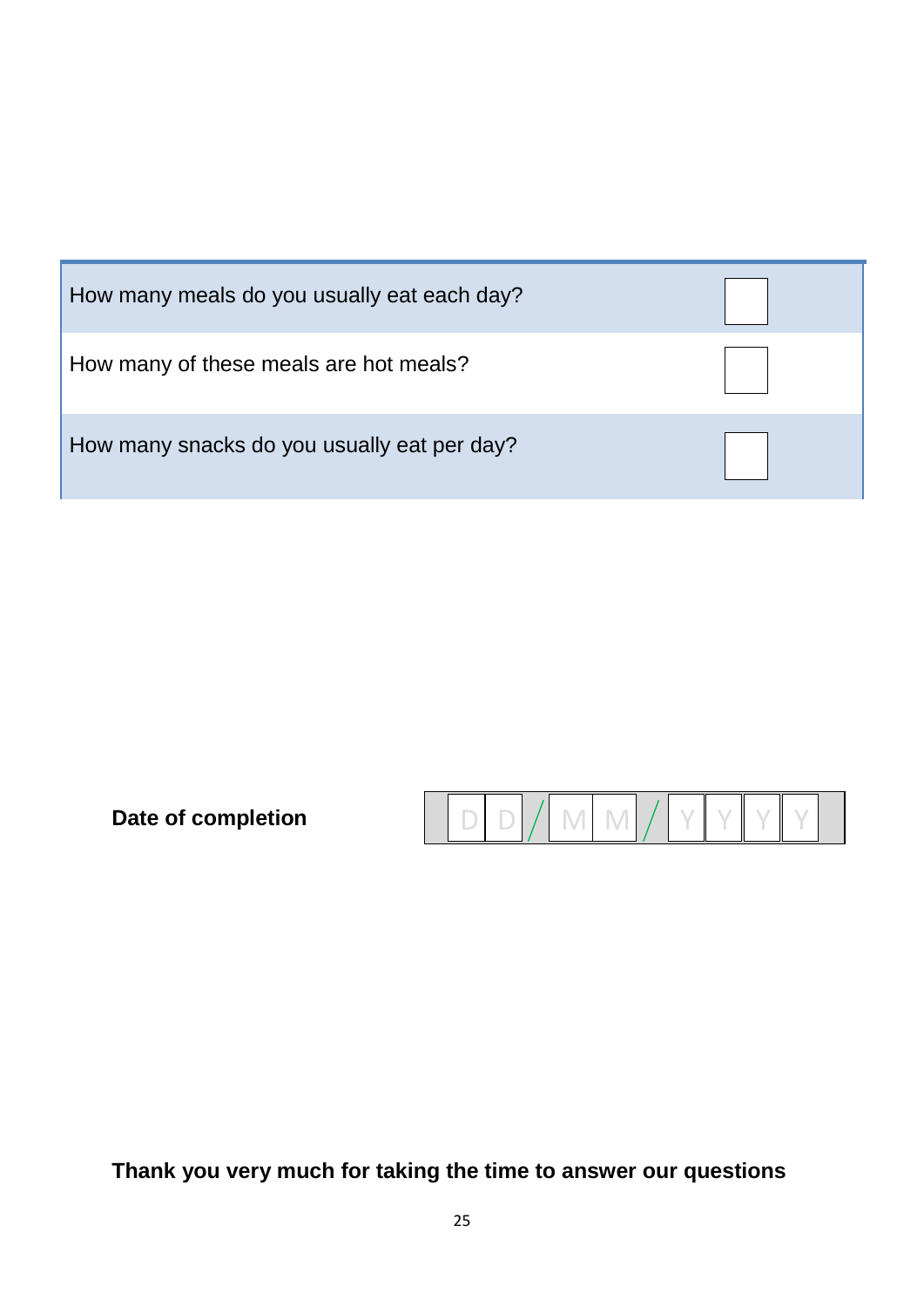| | |
|---|---|
| How many meals do you usually eat each day? | |
| How many of these meals are hot meals? | |
| How many snacks do you usually eat per day? | |

**Date of completion** D D / M M / Y Y Y Y

**Thank you very much for taking the time to answer our questions**